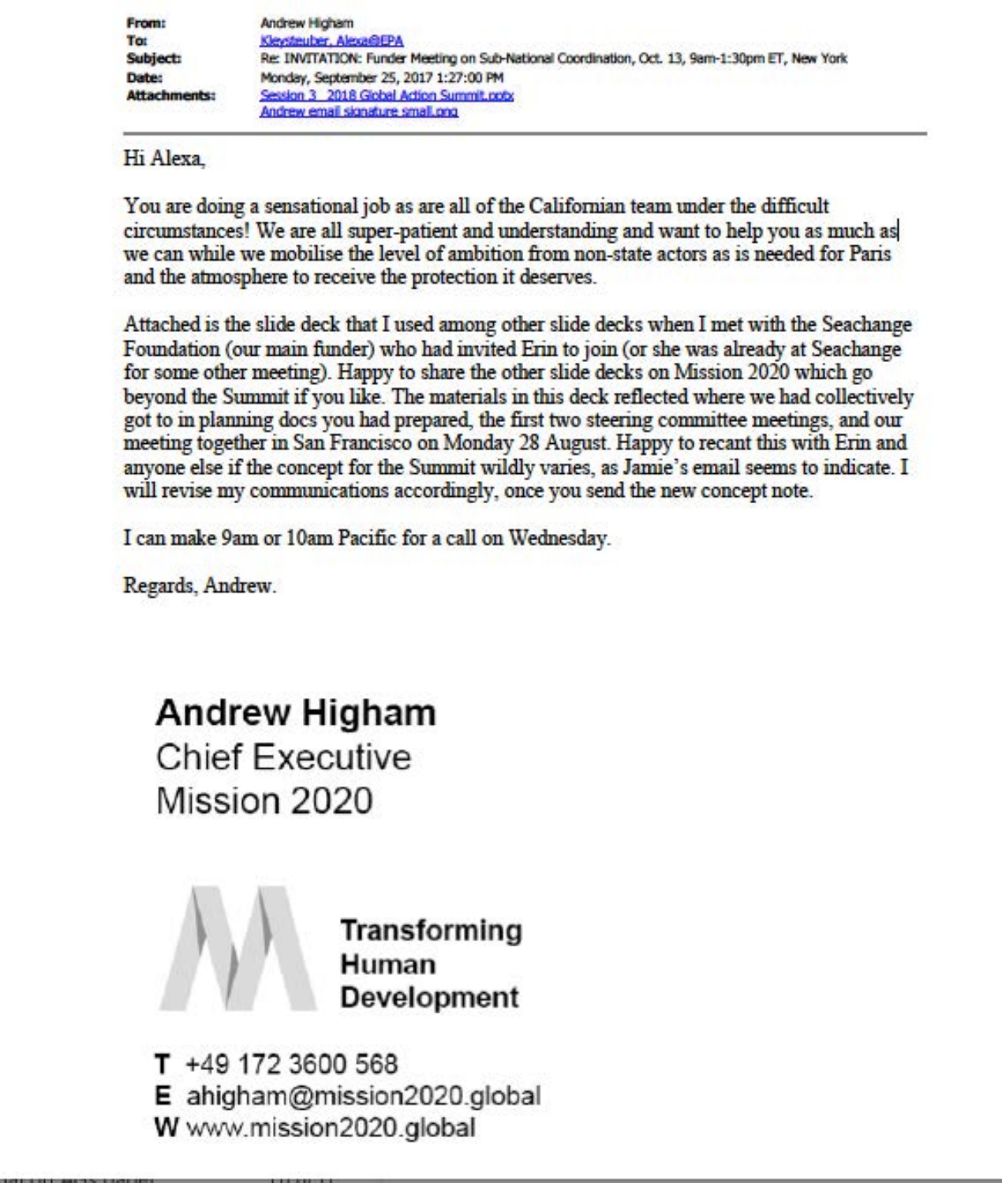| | |
|---|---|
| **From:** | Andrew Higham |
| **To:** | Kleysteuber, Alexa@EPA |
| **Subject:** | Re: INVITATION: Funder Meeting on Sub-National Coordination, Oct. 13, 9am-1:30pm ET, New York |
| **Date:** | Monday, September 25, 2017 1:27:00 PM |
| **Attachments:** | Session 3 2018 Global Action Summit.pptx<br>Andrew email signature small.png |

Hi Alexa,

You are doing a sensational job as are all of the Californian team under the difficult circumstances! We are all super-patient and understanding and want to help you as much as we can while we mobilise the level of ambition from non-state actors as is needed for Paris and the atmosphere to receive the protection it deserves.

Attached is the slide deck that I used among other slide decks when I met with the Seachange Foundation (our main funder) who had invited Erin to join (or she was already at Seachange for some other meeting). Happy to share the other slide decks on Mission 2020 which go beyond the Summit if you like. The materials in this deck reflected where we had collectively got to in planning docs you had prepared, the first two steering committee meetings, and our meeting together in San Francisco on Monday 28 August. Happy to recant this with Erin and anyone else if the concept for the Summit wildly varies, as Jamie's email seems to indicate. I will revise my communications accordingly, once you send the new concept note.

I can make 9am or 10am Pacific for a call on Wednesday.

Regards, Andrew.

**Andrew Higham**
Chief Executive
Mission 2020

**Transforming Human Development**

**T** +49 172 3600 568
**E** ahigham@mission2020.global
**W** www.mission2020.global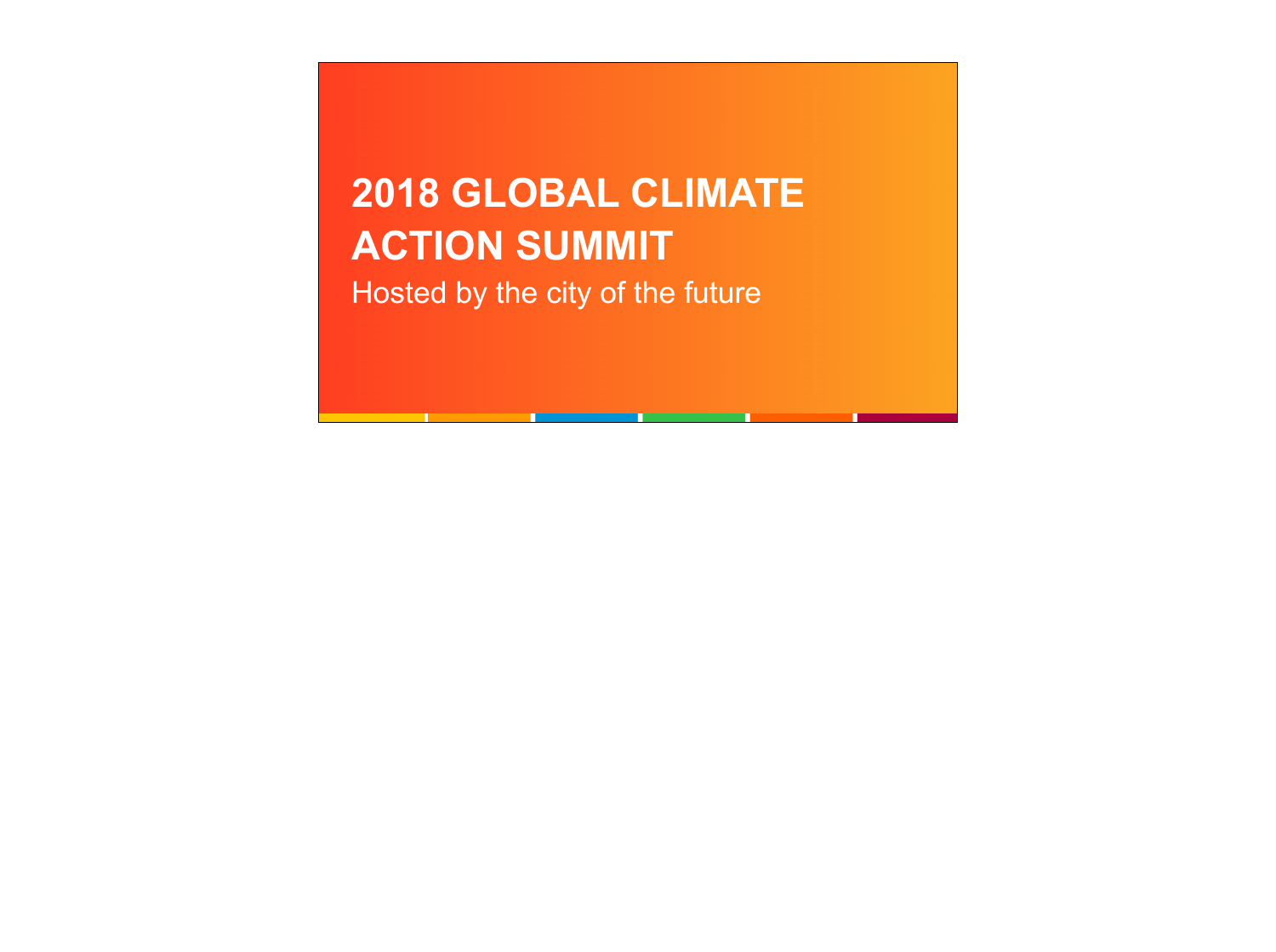# 2018 GLOBAL CLIMATE ACTION SUMMIT

Hosted by the city of the future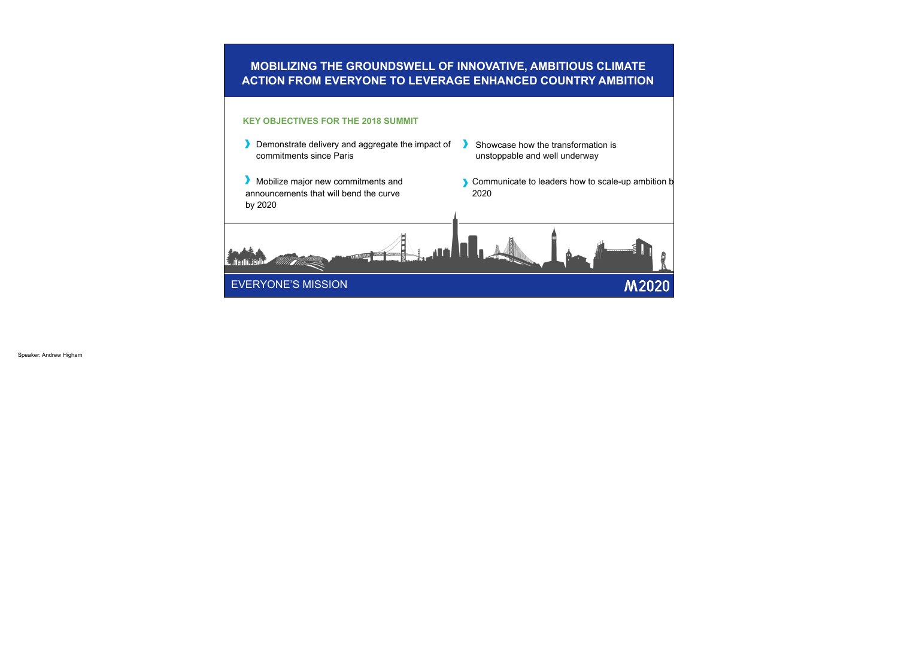# MOBILIZING THE GROUNDSWELL OF INNOVATIVE, AMBITIOUS CLIMATE ACTION FROM EVERYONE TO LEVERAGE ENHANCED COUNTRY AMBITION

## KEY OBJECTIVES FOR THE 2018 SUMMIT

- Demonstrate delivery and aggregate the impact of commitments since Paris
- Mobilize major new commitments and announcements that will bend the curve by 2020
- Showcase how the transformation is unstoppable and well underway
- Communicate to leaders how to scale-up ambition b 2020

EVERYONE'S MISSION

M2020

Speaker: Andrew Higham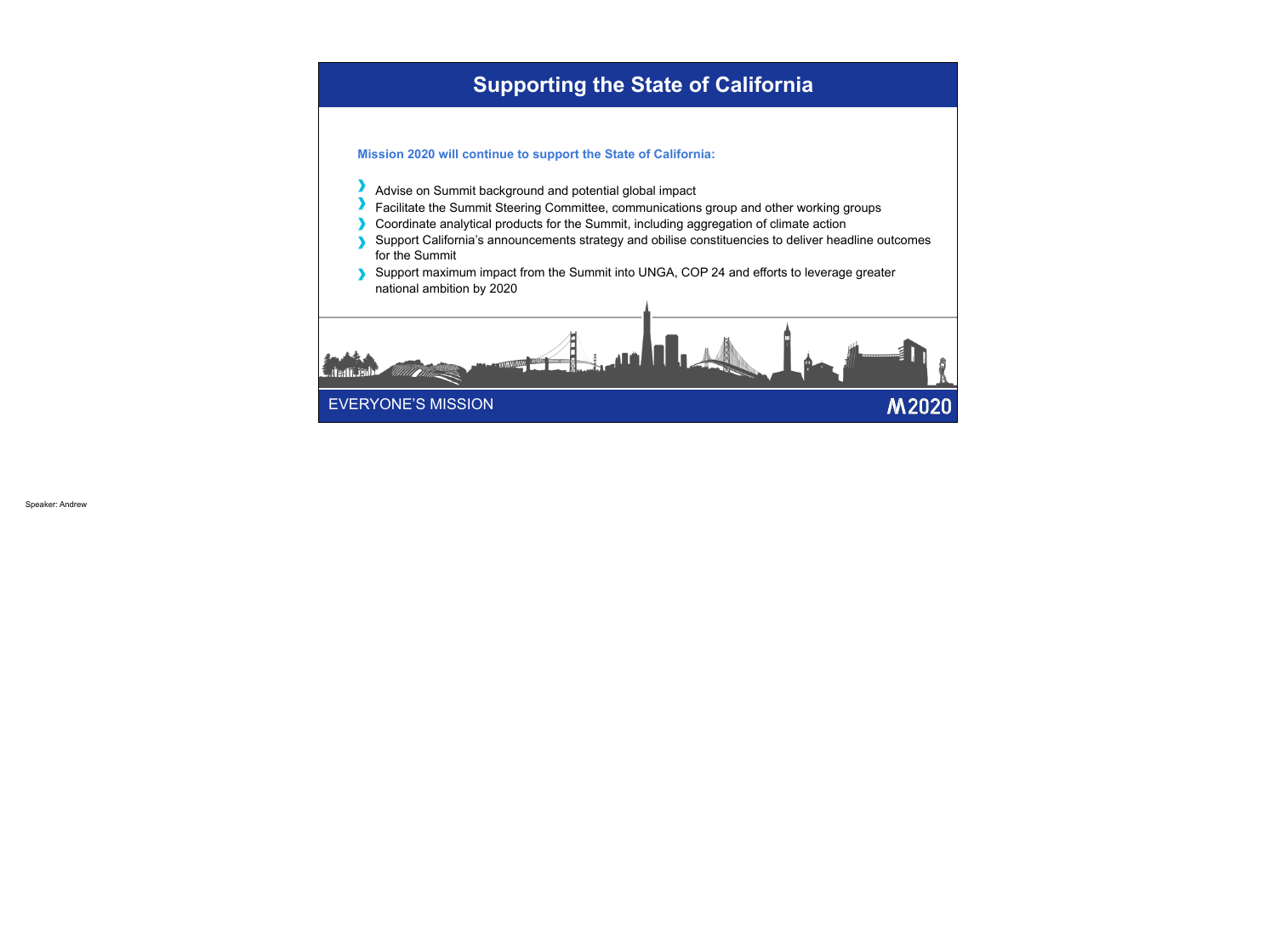# Supporting the State of California

**Mission 2020 will continue to support the State of California:**

- Advise on Summit background and potential global impact
- Facilitate the Summit Steering Committee, communications group and other working groups
- Coordinate analytical products for the Summit, including aggregation of climate action
- Support California's announcements strategy and obilise constituencies to deliver headline outcomes for the Summit
- Support maximum impact from the Summit into UNGA, COP 24 and efforts to leverage greater national ambition by 2020

EVERYONE'S MISSION

M2020

Speaker: Andrew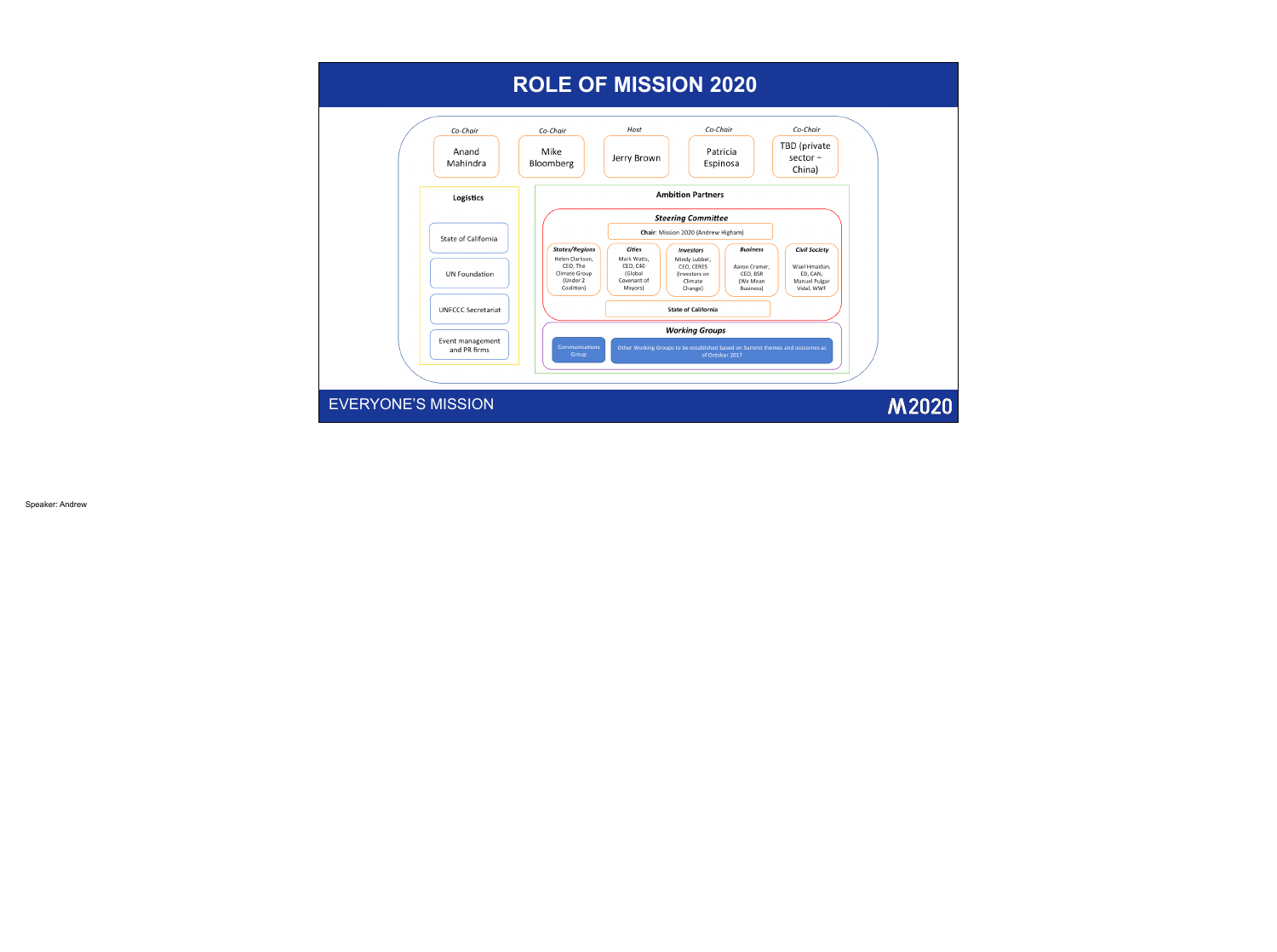# ROLE OF MISSION 2020

*Co-Chair*
Anand Mahindra

*Co-Chair*
Mike Bloomberg

*Host*
Jerry Brown

*Co-Chair*
Patricia Espinosa

*Co-Chair*
TBD (private sector – China)

**Logistics**

- State of California
- UN Foundation
- UNFCCC Secretariat
- Event management and PR firms

**Ambition Partners**

***Steering Committee***

**Chair**: Mission 2020 (Andrew Higham)

- ***States/Regions***: Helen Clarkson, CEO, The Climate Group (Under 2 Coalition)
- ***Cities***: Mark Watts, CEO, C40 (Global Covenant of Mayors)
- ***Investors***: Mindy Lubber, CEO, CERES (Investors on Climate Change)
- ***Business***: Aaron Cramer, CEO, BSR (We Mean Business)
- ***Civil Society***: Wael Hmaidan, ED, CAN; Manuel Pulgar Vidal, WWF

**State of California**

***Working Groups***

- Communications Group
- Other Working Groups to be established based on Summit themes and outcomes as of October 2017

EVERYONE'S MISSION

M2020

Speaker: Andrew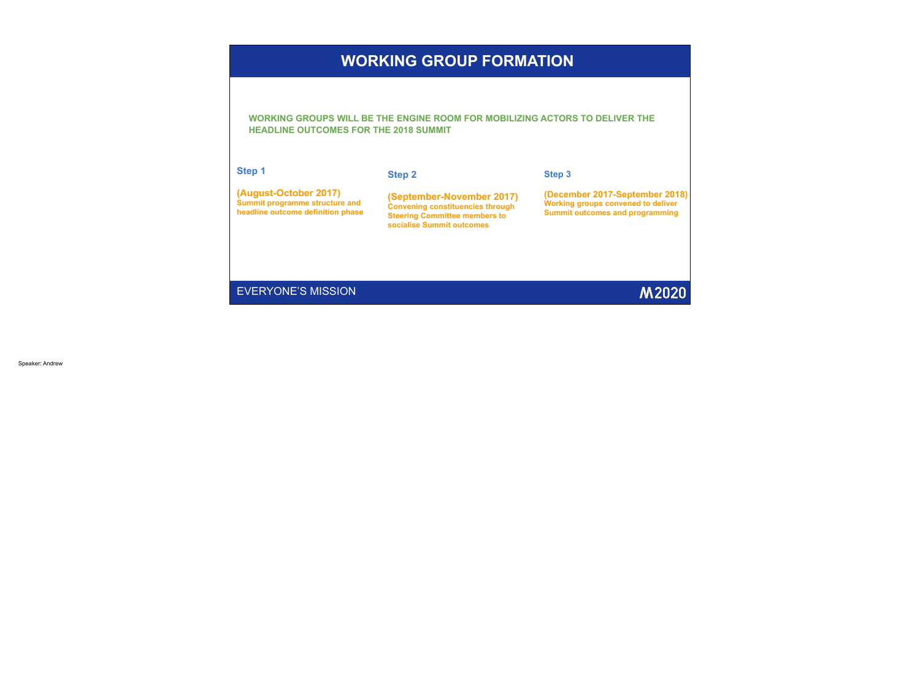# WORKING GROUP FORMATION

**WORKING GROUPS WILL BE THE ENGINE ROOM FOR MOBILIZING ACTORS TO DELIVER THE HEADLINE OUTCOMES FOR THE 2018 SUMMIT**

**Step 1**

**(August-October 2017)**
**Summit programme structure and headline outcome definition phase**

**Step 2**

**(September-November 2017)**
**Convening constituencies through Steering Committee members to socialise Summit outcomes**

**Step 3**

**(December 2017-September 2018)**
**Working groups convened to deliver Summit outcomes and programming**

EVERYONE'S MISSION

M2020

Speaker: Andrew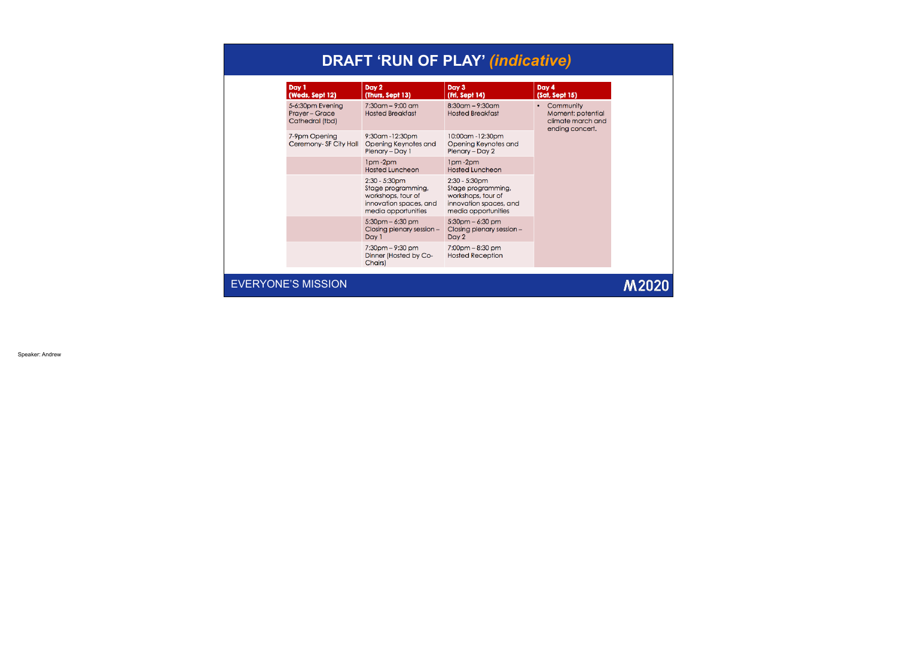# DRAFT 'RUN OF PLAY' *(indicative)*

| Day 1 (Weds, Sept 12) | Day 2 (Thurs, Sept 13) | Day 3 (Fri, Sept 14) | Day 4 (Sat, Sept 15) |
|---|---|---|---|
| 5-6:30pm Evening Prayer – Grace Cathedral (tbd) | 7:30am – 9:00 am Hosted Breakfast | 8:30am – 9:30am Hosted Breakfast | • Community Moment: potential climate march and ending concert. |
| 7-9pm Opening Ceremony- SF City Hall | 9:30am -12:30pm Opening Keynotes and Plenary – Day 1 | 10:00am -12:30pm Opening Keynotes and Plenary – Day 2 | |
| | 1pm -2pm Hosted Luncheon | 1pm -2pm Hosted Luncheon | |
| | 2:30 - 5:30pm Stage programming, workshops, tour of innovation spaces, and media opportunities | 2:30 - 5:30pm Stage programming, workshops, tour of innovation spaces, and media opportunities | |
| | 5:30pm – 6:30 pm Closing plenary session – Day 1 | 5:30pm – 6:30 pm Closing plenary session – Day 2 | |
| | 7:30pm – 9:30 pm Dinner (Hosted by Co-Chairs) | 7:00pm – 8:30 pm Hosted Reception | |

EVERYONE'S MISSION

M2020

Speaker: Andrew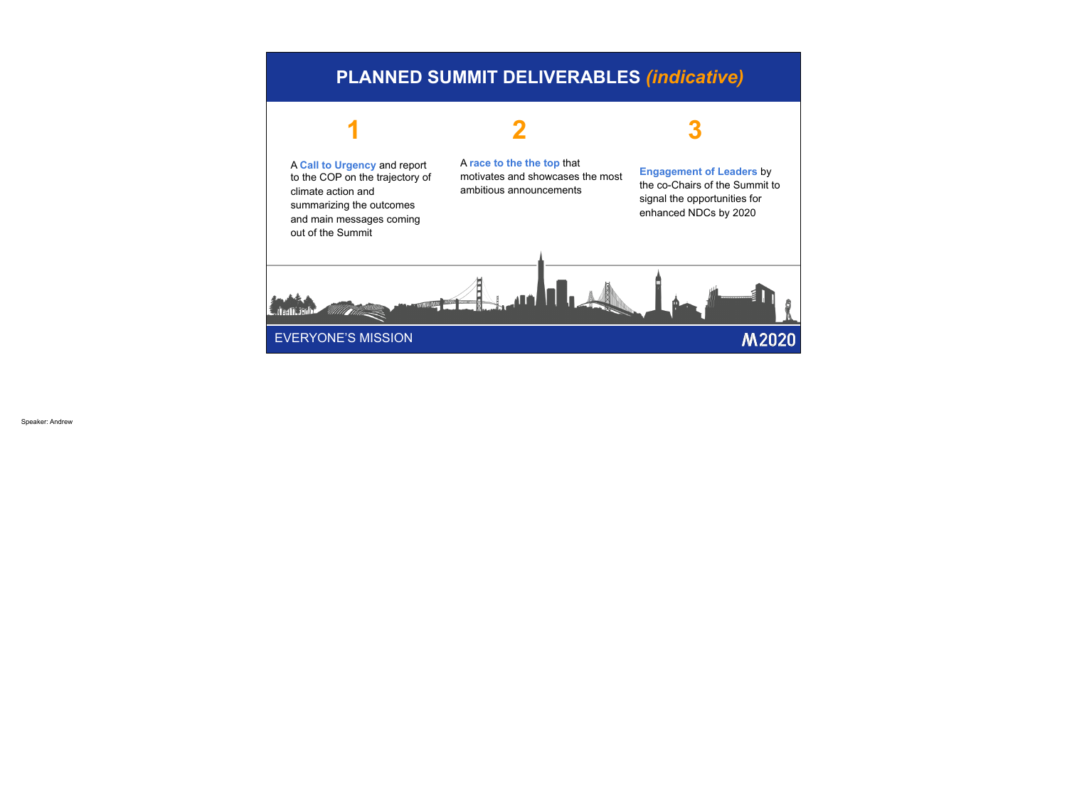# PLANNED SUMMIT DELIVERABLES *(indicative)*

**1**

A **Call to Urgency** and report to the COP on the trajectory of climate action and summarizing the outcomes and main messages coming out of the Summit

**2**

A **race to the the top** that motivates and showcases the most ambitious announcements

**3**

**Engagement of Leaders** by the co-Chairs of the Summit to signal the opportunities for enhanced NDCs by 2020

EVERYONE'S MISSION

M2020

Speaker: Andrew